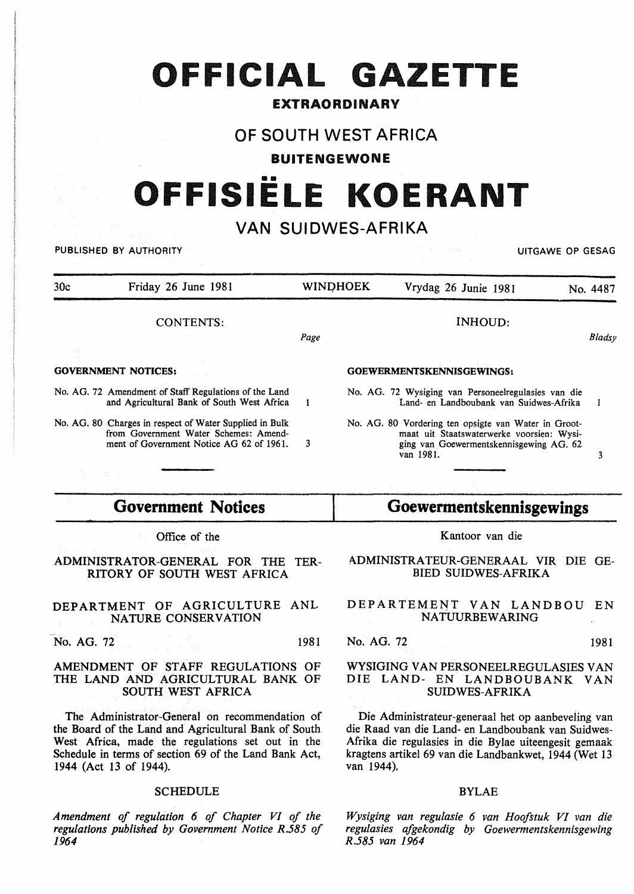# OFFICIAL GAZETTE

**EXTRAORDINARY**

## OF SOUTH WEST AFRICA

**BUITENGEWONE**

# OFFISIËLE KOERANT

## VAN SUIDWES-AFRIKA

PUBLISHED BY AUTHORITY

UITGAWE OP GESAG

30c | Friday 26 June 1981 | WINDHOEK | Vrydag 26 Junie 1981 | No. 4487

CONTENTS:

*Page*

**GOVERNMENT NOTICES:**

No. AG. 72 Amendment of Staff Regulations of the Land and Agricultural Bank of South West Africa 1

No. AG. 80 Charges in respect of Water Supplied in Bulk from Government Water Schemes: Amendment of Government Notice AG 62 of 1961. 3

INHOUD:

*Bladsy*

**GOEWERMENTSKENNISGEWINGS:**

No. AG. 72 Wysiging van Personeelregulasies van die Land- en Landboubank van Suidwes-Afrika 1

No. AG. 80 Vordering ten opsigte van Water in Grootmaat uit Staatswaterwerke voorsien: Wysiging van Goewermentskennisgewing AG. 62 van 1981. 3

## Government Notices

Office of the

ADMINISTRATOR-GENERAL FOR THE TERRITORY OF SOUTH WEST AFRICA

DEPARTMENT OF AGRICULTURE ANL NATURE CONSERVATION

No. AG. 72 1981

AMENDMENT OF STAFF REGULATIONS OF THE LAND AND AGRICULTURAL BANK OF SOUTH WEST AFRICA

The Administrator-General on recommendation of the Board of the Land and Agricultural Bank of South West Africa, made the regulations set out in the Schedule in terms of section 69 of the Land Bank Act, 1944 (Act 13 of 1944).

SCHEDULE

*Amendment of regulation 6 of Chapter VI of the regulations published by Government Notice R.585 of 1964*

## Goewermentskennisgewings

Kantoor van die

ADMINISTRATEUR-GENERAAL VIR DIE GEBIED SUIDWES-AFRIKA

DEPARTEMENT VAN LANDBOU EN NATUURBEWARING

No. AG. 72 1981

WYSIGING VAN PERSONEELREGULASIES VAN DIE LAND- EN LANDBOUBANK VAN SUIDWES-AFRIKA

Die Administrateur-generaal het op aanbeveling van die Raad van die Land- en Landboubank van Suidwes-Afrika die regulasies in die Bylae uiteengesit gemaak kragtens artikel 69 van die Landbankwet, 1944 (Wet 13 van 1944).

BYLAE

*Wysiging van regulasie 6 van Hoofstuk VI van die regulasies afgekondig by Goewermentskennisgewing R.585 van 1964*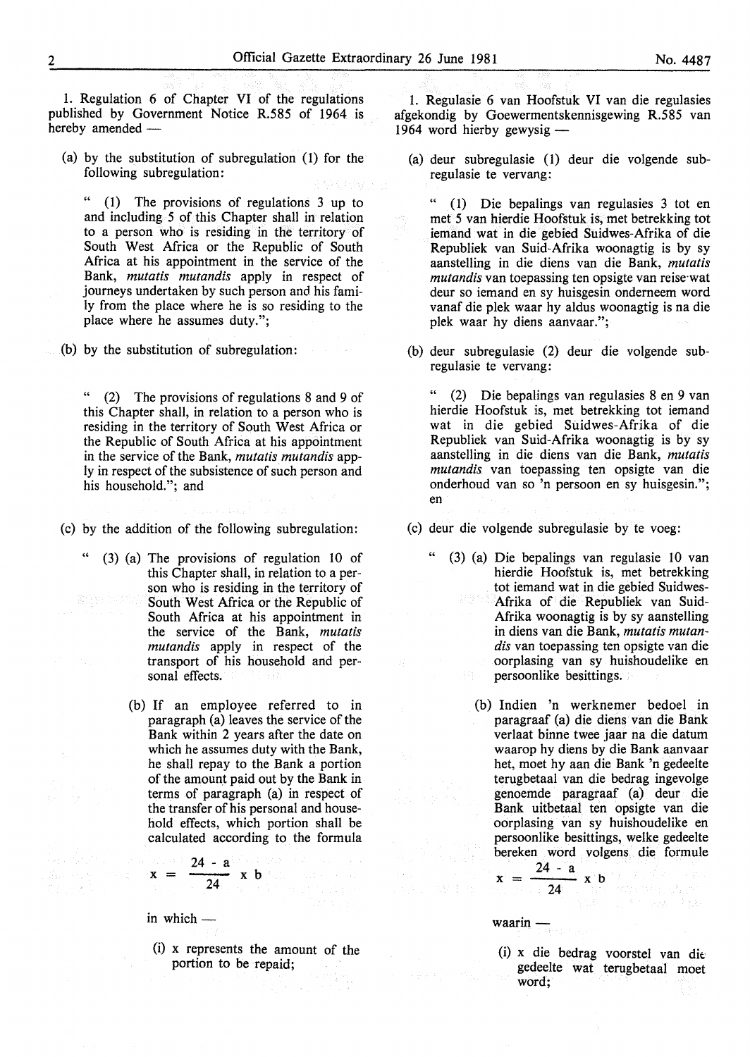1. Regulation 6 of Chapter VI of the regulations published by Government Notice R.585 of 1964 is hereby amended —

(a) by the substitution of subregulation (1) for the following subregulation:

" (1) The provisions of regulations 3 up to and including 5 of this Chapter shall in relation to a person who is residing in the territory of South West Africa or the Republic of South Africa at his appointment in the service of the Bank, *mutatis mutandis* apply in respect of journeys undertaken by such person and his family from the place where he is so residing to the place where he assumes duty.";

(b) by the substitution of subregulation:

" (2) The provisions of regulations 8 and 9 of this Chapter shall, in relation to a person who is residing in the territory of South West Africa or the Republic of South Africa at his appointment in the service of the Bank, *mutatis mutandis* apply in respect of the subsistence of such person and his household."; and

(c) by the addition of the following subregulation:

" (3) (a) The provisions of regulation 10 of this Chapter shall, in relation to a person who is residing in the territory of South West Africa or the Republic of South Africa at his appointment in the service of the Bank, *mutatis mutandis* apply in respect of the transport of his household and personal effects.

(b) If an employee referred to in paragraph (a) leaves the service of the Bank within 2 years after the date on which he assumes duty with the Bank, he shall repay to the Bank a portion of the amount paid out by the Bank in terms of paragraph (a) in respect of the transfer of his personal and household effects, which portion shall be calculated according to the formula

$$x = \frac{24 - a}{24} \times b$$

in which —

(i) x represents the amount of the portion to be repaid;

1. Regulasie 6 van Hoofstuk VI van die regulasies afgekondig by Goewermentskennisgewing R.585 van 1964 word hierby gewysig —

(a) deur subregulasie (1) deur die volgende subregulasie te vervang:

" (1) Die bepalings van regulasies 3 tot en met 5 van hierdie Hoofstuk is, met betrekking tot iemand wat in die gebied Suidwes-Afrika of die Republiek van Suid-Afrika woonagtig is by sy aanstelling in die diens van die Bank, *mutatis mutandis* van toepassing ten opsigte van reise wat deur so iemand en sy huisgesin onderneem word vanaf die plek waar hy aldus woonagtig is na die plek waar hy diens aanvaar.";

(b) deur subregulasie (2) deur die volgende subregulasie te vervang:

" (2) Die bepalings van regulasies 8 en 9 van hierdie Hoofstuk is, met betrekking tot iemand wat in die gebied Suidwes-Afrika of die Republiek van Suid-Afrika woonagtig is by sy aanstelling in die diens van die Bank, *mutatis mutandis* van toepassing ten opsigte van die onderhoud van so 'n persoon en sy huisgesin."; en

(c) deur die volgende subregulasie by te voeg:

" (3) (a) Die bepalings van regulasie 10 van hierdie Hoofstuk is, met betrekking tot iemand wat in die gebied Suidwes-Afrika of die Republiek van Suid-Afrika woonagtig is by sy aanstelling in diens van die Bank, *mutatis mutandis* van toepassing ten opsigte van die oorplasing van sy huishoudelike en persoonlike besittings.

(b) Indien 'n werknemer bedoel in paragraaf (a) die diens van die Bank verlaat binne twee jaar na die datum waarop hy diens by die Bank aanvaar het, moet hy aan die Bank 'n gedeelte terugbetaal van die bedrag ingevolge genoemde paragraaf (a) deur die Bank uitbetaal ten opsigte van die oorplasing van sy huishoudelike en persoonlike besittings, welke gedeelte bereken word volgens die formule

$$x = \frac{24 - a}{24} \times b$$

waarin —

(i) x die bedrag voorstel van die gedeelte wat terugbetaal moet word;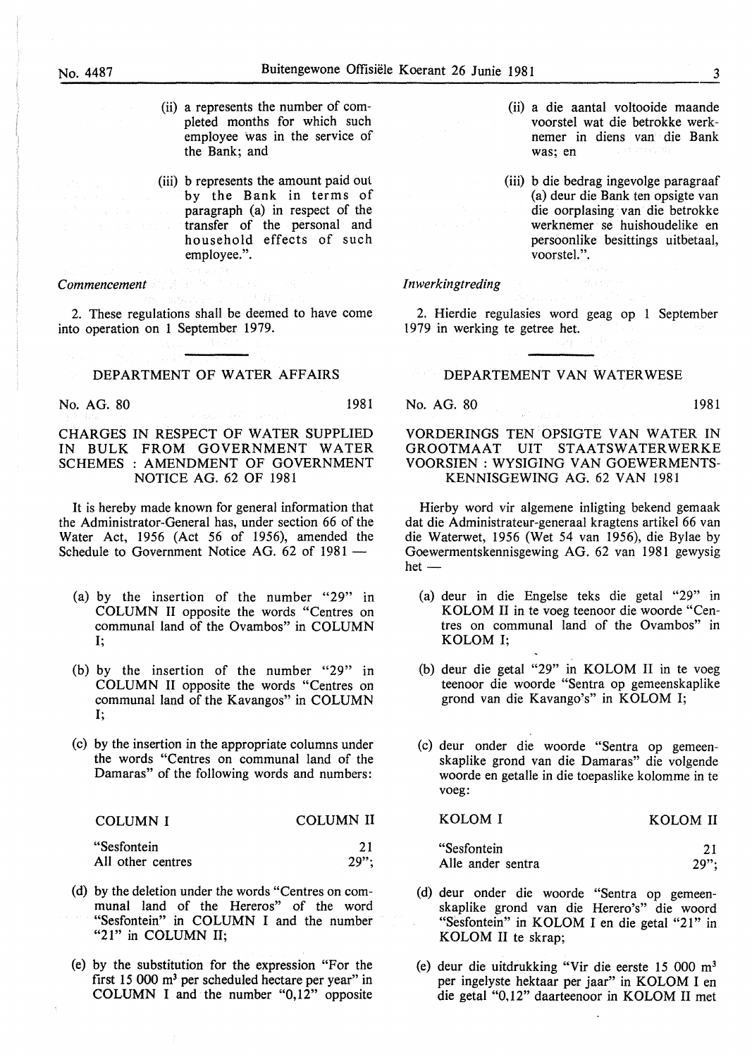(ii) a represents the number of completed months for which such employee was in the service of the Bank; and

(iii) b represents the amount paid out by the Bank in terms of paragraph (a) in respect of the transfer of the personal and household effects of such employee.".

*Commencement*

2. These regulations shall be deemed to have come into operation on 1 September 1979.

## DEPARTMENT OF WATER AFFAIRS

No. AG. 80 1981

### CHARGES IN RESPECT OF WATER SUPPLIED IN BULK FROM GOVERNMENT WATER SCHEMES : AMENDMENT OF GOVERNMENT NOTICE AG. 62 OF 1981

It is hereby made known for general information that the Administrator-General has, under section 66 of the Water Act, 1956 (Act 56 of 1956), amended the Schedule to Government Notice AG. 62 of 1981 —

(a) by the insertion of the number "29" in COLUMN II opposite the words "Centres on communal land of the Ovambos" in COLUMN I;

(b) by the insertion of the number "29" in COLUMN II opposite the words "Centres on communal land of the Kavangos" in COLUMN I;

(c) by the insertion in the appropriate columns under the words "Centres on communal land of the Damaras" of the following words and numbers:

| COLUMN I | COLUMN II |
|---|---|
| "Sesfontein | 21 |
| All other centres | 29"; |

(d) by the deletion under the words "Centres on communal land of the Hereros" of the word "Sesfontein" in COLUMN I and the number "21" in COLUMN II;

(e) by the substitution for the expression "For the first 15 000 m³ per scheduled hectare per year" in COLUMN I and the number "0,12" opposite

(ii) a die aantal voltooide maande voorstel wat die betrokke werknemer in diens van die Bank was; en

(iii) b die bedrag ingevolge paragraaf (a) deur die Bank ten opsigte van die oorplasing van die betrokke werknemer se huishoudelike en persoonlike besittings uitbetaal, voorstel.".

*Inwerkingtreding*

2. Hierdie regulasies word geag op 1 September 1979 in werking te getree het.

## DEPARTEMENT VAN WATERWESE

No. AG. 80 1981

### VORDERINGS TEN OPSIGTE VAN WATER IN GROOTMAAT UIT STAATSWATERWERKE VOORSIEN : WYSIGING VAN GOEWERMENTSKENNISGEWING AG. 62 VAN 1981

Hierby word vir algemene inligting bekend gemaak dat die Administrateur-generaal kragtens artikel 66 van die Waterwet, 1956 (Wet 54 van 1956), die Bylae by Goewermentskennisgewing AG. 62 van 1981 gewysig het —

(a) deur in die Engelse teks die getal "29" in KOLOM II in te voeg teenoor die woorde "Centres on communal land of the Ovambos" in KOLOM I;

(b) deur die getal "29" in KOLOM II in te voeg teenoor die woorde "Sentra op gemeenskaplike grond van die Kavango's" in KOLOM I;

(c) deur onder die woorde "Sentra op gemeenskaplike grond van die Damaras" die volgende woorde en getalle in die toepaslike kolomme in te voeg:

| KOLOM I | KOLOM II |
|---|---|
| "Sesfontein | 21 |
| Alle ander sentra | 29"; |

(d) deur onder die woorde "Sentra op gemeenskaplike grond van die Herero's" die woord "Sesfontein" in KOLOM I en die getal "21" in KOLOM II te skrap;

(e) deur die uitdrukking "Vir die eerste 15 000 m³ per ingelyste hektaar per jaar" in KOLOM I en die getal "0,12" daarteenoor in KOLOM II met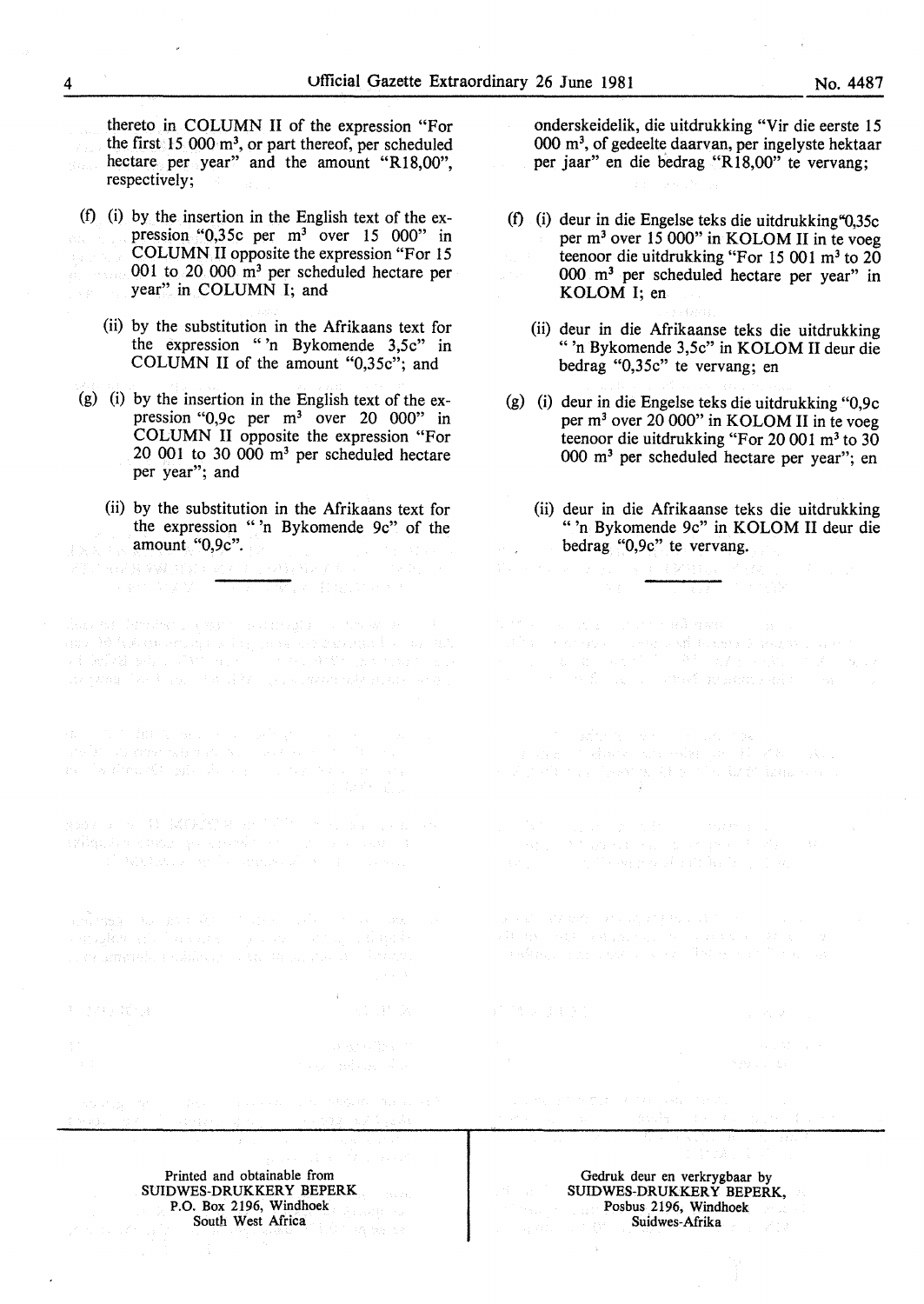thereto in COLUMN II of the expression "For the first 15 000 m$^3$, or part thereof, per scheduled hectare per year" and the amount "R18,00", respectively;

(f) (i) by the insertion in the English text of the expression "0,35c per m$^3$ over 15 000" in COLUMN II opposite the expression "For 15 001 to 20 000 m$^3$ per scheduled hectare per year" in COLUMN I; and

(ii) by the substitution in the Afrikaans text for the expression " 'n Bykomende 3,5c" in COLUMN II of the amount "0,35c"; and

(g) (i) by the insertion in the English text of the expression "0,9c per m$^3$ over 20 000" in COLUMN II opposite the expression "For 20 001 to 30 000 m$^3$ per scheduled hectare per year"; and

(ii) by the substitution in the Afrikaans text for the expression " 'n Bykomende 9c" of the amount "0,9c".

---

onderskeidelik, die uitdrukking "Vir die eerste 15 000 m$^3$, of gedeelte daarvan, per ingelyste hektaar per jaar" en die bedrag "R18,00" te vervang;

(f) (i) deur in die Engelse teks die uitdrukking "0,35c per m$^3$ over 15 000" in KOLOM II in te voeg teenoor die uitdrukking "For 15 001 m$^3$ to 20 000 m$^3$ per scheduled hectare per year" in KOLOM I; en

(ii) deur in die Afrikaanse teks die uitdrukking " 'n Bykomende 3,5c" in KOLOM II deur die bedrag "0,35c" te vervang; en

(g) (i) deur in die Engelse teks die uitdrukking "0,9c per m$^3$ over 20 000" in KOLOM II in te voeg teenoor die uitdrukking "For 20 001 m$^3$ to 30 000 m$^3$ per scheduled hectare per year"; en

(ii) deur in die Afrikaanse teks die uitdrukking " 'n Bykomende 9c" in KOLOM II deur die bedrag "0,9c" te vervang.

---

Printed and obtainable from
SUIDWES-DRUKKERY BEPERK
P.O. Box 2196, Windhoek
South West Africa

Gedruk deur en verkrygbaar by
SUIDWES-DRUKKERY BEPERK,
Posbus 2196, Windhoek
Suidwes-Afrika